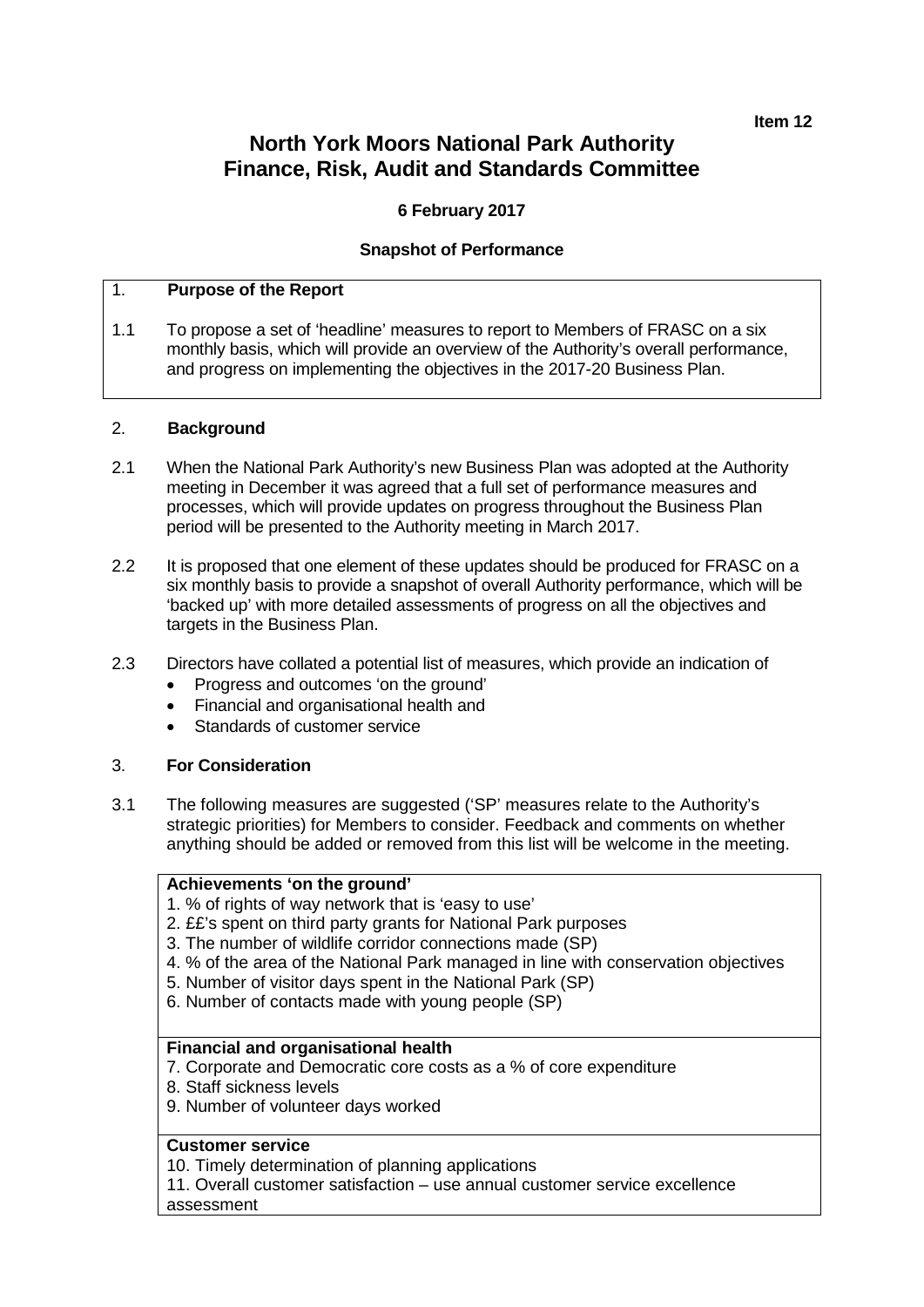**Item 12**

# North York Moors National Park Authority
# Finance, Risk, Audit and Standards Committee

**6 February 2017**

**Snapshot of Performance**

## 1. Purpose of the Report

1.1 To propose a set of 'headline' measures to report to Members of FRASC on a six monthly basis, which will provide an overview of the Authority's overall performance, and progress on implementing the objectives in the 2017-20 Business Plan.

## 2. Background

2.1 When the National Park Authority's new Business Plan was adopted at the Authority meeting in December it was agreed that a full set of performance measures and processes, which will provide updates on progress throughout the Business Plan period will be presented to the Authority meeting in March 2017.

2.2 It is proposed that one element of these updates should be produced for FRASC on a six monthly basis to provide a snapshot of overall Authority performance, which will be 'backed up' with more detailed assessments of progress on all the objectives and targets in the Business Plan.

2.3 Directors have collated a potential list of measures, which provide an indication of

- Progress and outcomes 'on the ground'
- Financial and organisational health and
- Standards of customer service

## 3. For Consideration

3.1 The following measures are suggested ('SP' measures relate to the Authority's strategic priorities) for Members to consider. Feedback and comments on whether anything should be added or removed from this list will be welcome in the meeting.

**Achievements 'on the ground'**

1. % of rights of way network that is 'easy to use'
2. ££'s spent on third party grants for National Park purposes
3. The number of wildlife corridor connections made (SP)
4. % of the area of the National Park managed in line with conservation objectives
5. Number of visitor days spent in the National Park (SP)
6. Number of contacts made with young people (SP)

**Financial and organisational health**

7. Corporate and Democratic core costs as a % of core expenditure
8. Staff sickness levels
9. Number of volunteer days worked

**Customer service**

10. Timely determination of planning applications
11. Overall customer satisfaction – use annual customer service excellence assessment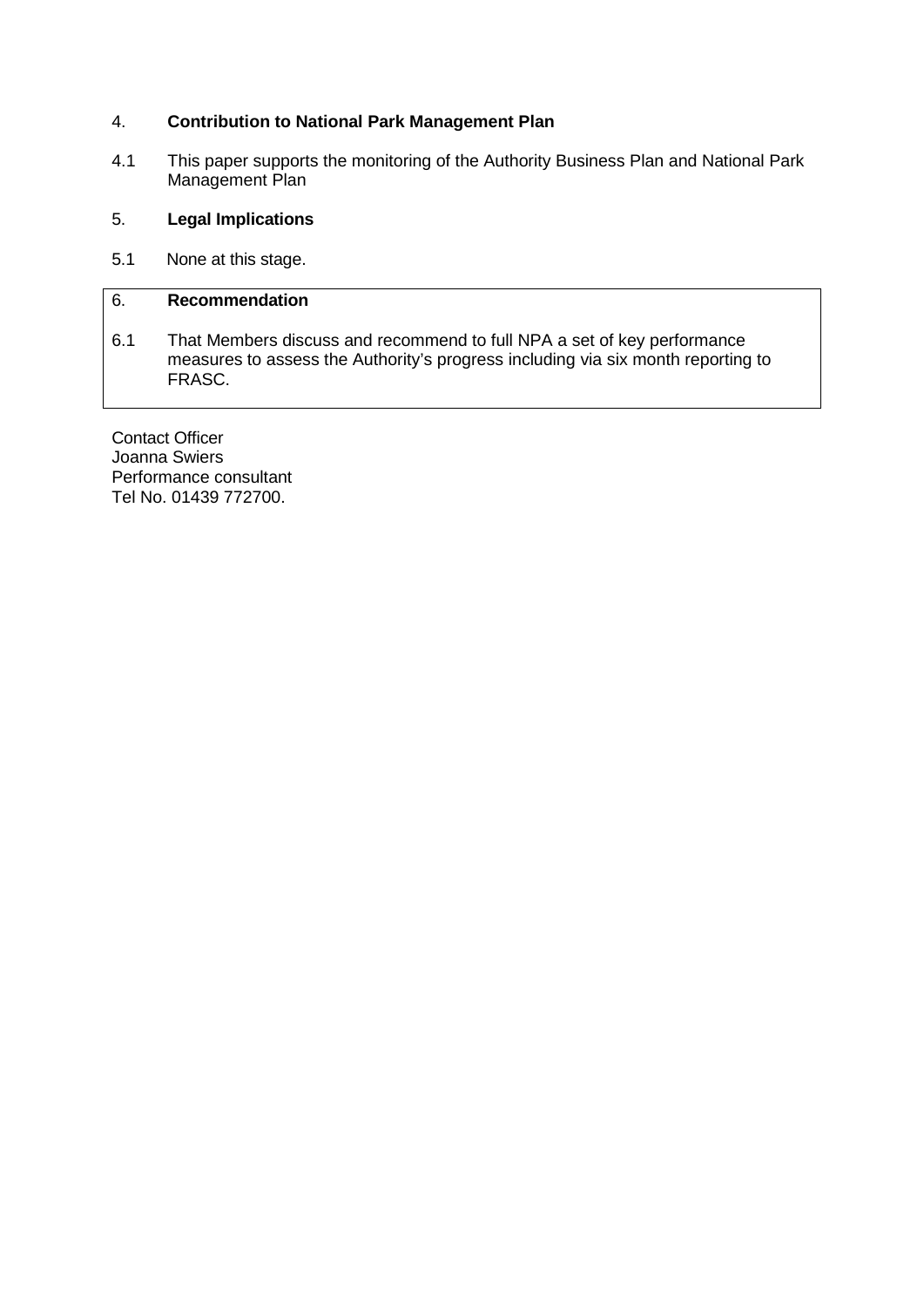## 4. **Contribution to National Park Management Plan**

4.1 This paper supports the monitoring of the Authority Business Plan and National Park Management Plan

## 5. **Legal Implications**

5.1 None at this stage.

## 6. **Recommendation**

6.1 That Members discuss and recommend to full NPA a set of key performance measures to assess the Authority's progress including via six month reporting to FRASC.

Contact Officer
Joanna Swiers
Performance consultant
Tel No. 01439 772700.